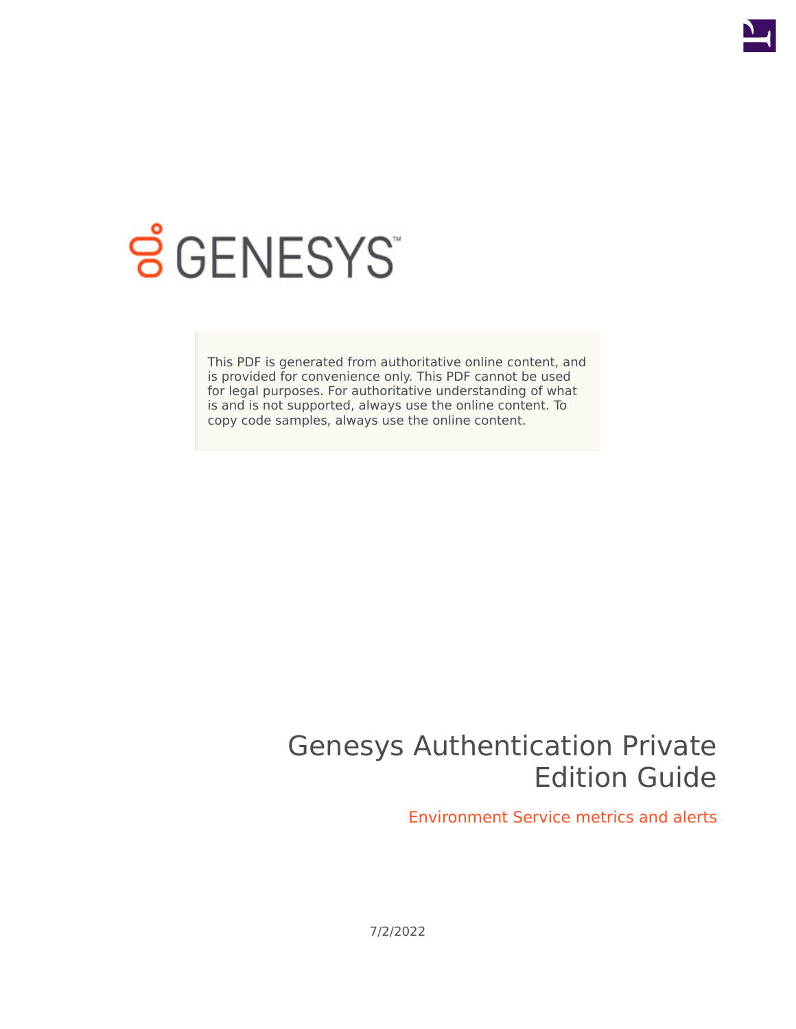This PDF is generated from authoritative online content, and is provided for convenience only. This PDF cannot be used for legal purposes. For authoritative understanding of what is and is not supported, always use the online content. To copy code samples, always use the online content.

# Genesys Authentication Private Edition Guide

## Environment Service metrics and alerts

7/2/2022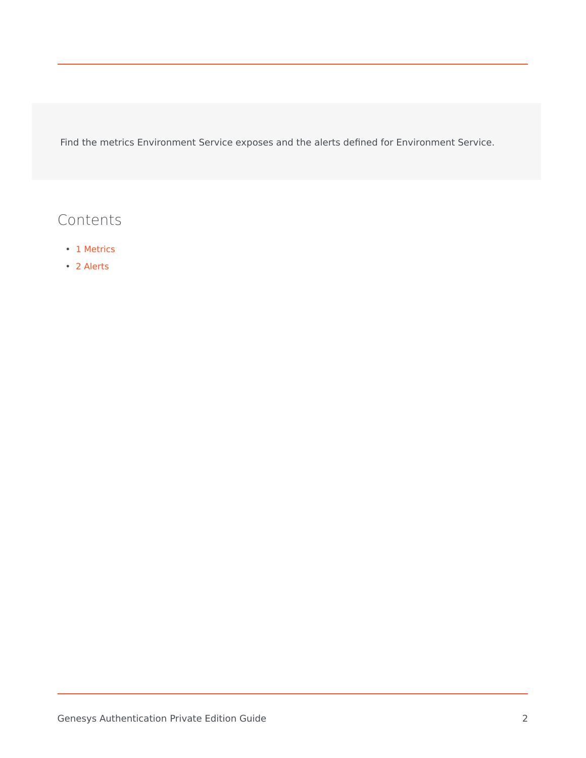Find the metrics Environment Service exposes and the alerts defined for Environment Service.

## Contents

- 1 Metrics
- 2 Alerts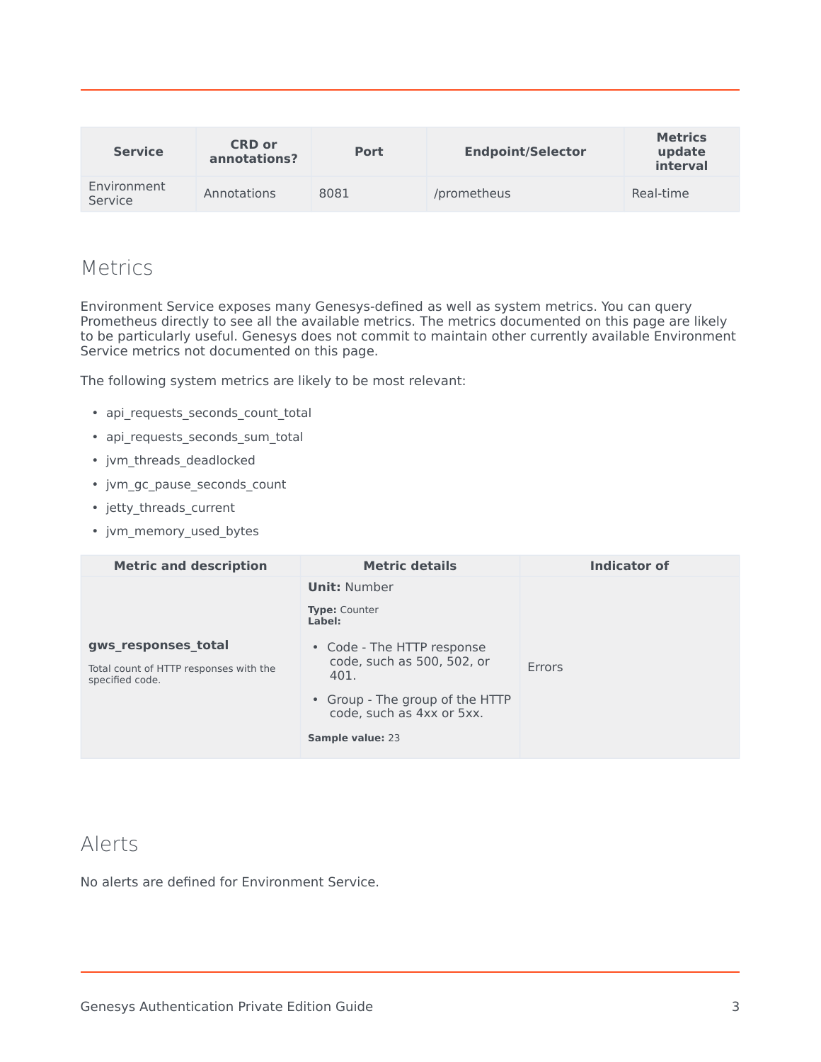| Service | CRD or annotations? | Port | Endpoint/Selector | Metrics update interval |
|---|---|---|---|---|
| Environment Service | Annotations | 8081 | /prometheus | Real-time |

## Metrics

Environment Service exposes many Genesys-defined as well as system metrics. You can query Prometheus directly to see all the available metrics. The metrics documented on this page are likely to be particularly useful. Genesys does not commit to maintain other currently available Environment Service metrics not documented on this page.

The following system metrics are likely to be most relevant:

- api_requests_seconds_count_total
- api_requests_seconds_sum_total
- jvm_threads_deadlocked
- jvm_gc_pause_seconds_count
- jetty_threads_current
- jvm_memory_used_bytes

| Metric and description | Metric details | Indicator of |
|---|---|---|
| **gws_responses_total** Total count of HTTP responses with the specified code. | **Unit:** Number **Type:** Counter **Label:** • Code - The HTTP response code, such as 500, 502, or 401. • Group - The group of the HTTP code, such as 4xx or 5xx. **Sample value:** 23 | Errors |

## Alerts

No alerts are defined for Environment Service.